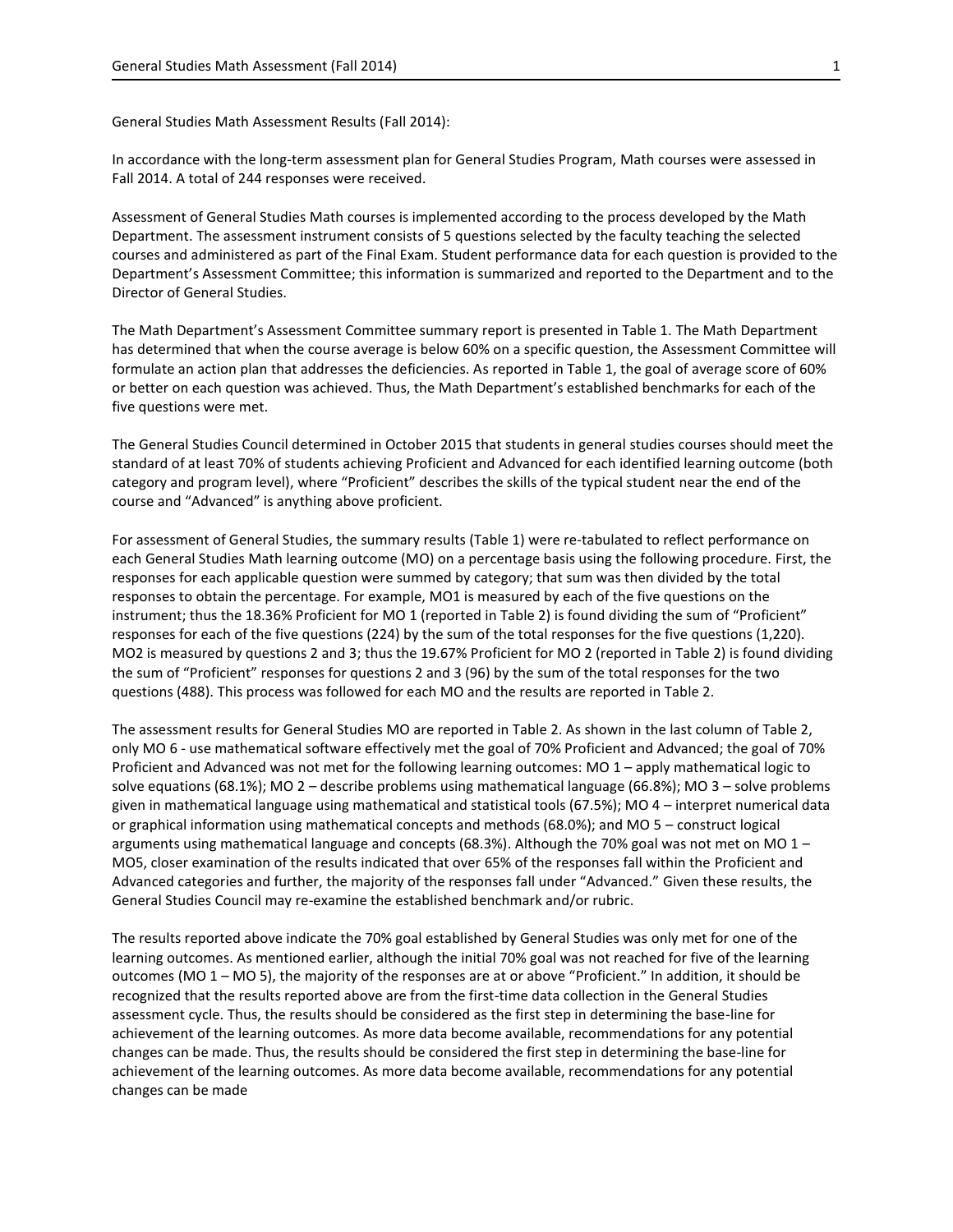General Studies Math Assessment Results (Fall 2014):

In accordance with the long-term assessment plan for General Studies Program, Math courses were assessed in Fall 2014. A total of 244 responses were received.

Assessment of General Studies Math courses is implemented according to the process developed by the Math Department. The assessment instrument consists of 5 questions selected by the faculty teaching the selected courses and administered as part of the Final Exam. Student performance data for each question is provided to the Department's Assessment Committee; this information is summarized and reported to the Department and to the Director of General Studies.

The Math Department's Assessment Committee summary report is presented in Table 1. The Math Department has determined that when the course average is below 60% on a specific question, the Assessment Committee will formulate an action plan that addresses the deficiencies. As reported in Table 1, the goal of average score of 60% or better on each question was achieved. Thus, the Math Department's established benchmarks for each of the five questions were met.

The General Studies Council determined in October 2015 that students in general studies courses should meet the standard of at least 70% of students achieving Proficient and Advanced for each identified learning outcome (both category and program level), where "Proficient" describes the skills of the typical student near the end of the course and "Advanced" is anything above proficient.

For assessment of General Studies, the summary results (Table 1) were re-tabulated to reflect performance on each General Studies Math learning outcome (MO) on a percentage basis using the following procedure. First, the responses for each applicable question were summed by category; that sum was then divided by the total responses to obtain the percentage. For example, MO1 is measured by each of the five questions on the instrument; thus the 18.36% Proficient for MO 1 (reported in Table 2) is found dividing the sum of "Proficient" responses for each of the five questions (224) by the sum of the total responses for the five questions (1,220). MO2 is measured by questions 2 and 3; thus the 19.67% Proficient for MO 2 (reported in Table 2) is found dividing the sum of "Proficient" responses for questions 2 and 3 (96) by the sum of the total responses for the two questions (488). This process was followed for each MO and the results are reported in Table 2.

The assessment results for General Studies MO are reported in Table 2. As shown in the last column of Table 2, only MO 6 - use mathematical software effectively met the goal of 70% Proficient and Advanced; the goal of 70% Proficient and Advanced was not met for the following learning outcomes: MO 1 – apply mathematical logic to solve equations (68.1%); MO 2 – describe problems using mathematical language (66.8%); MO 3 – solve problems given in mathematical language using mathematical and statistical tools (67.5%); MO 4 – interpret numerical data or graphical information using mathematical concepts and methods (68.0%); and MO 5 – construct logical arguments using mathematical language and concepts (68.3%). Although the 70% goal was not met on MO 1 – MO5, closer examination of the results indicated that over 65% of the responses fall within the Proficient and Advanced categories and further, the majority of the responses fall under "Advanced." Given these results, the General Studies Council may re-examine the established benchmark and/or rubric.

The results reported above indicate the 70% goal established by General Studies was only met for one of the learning outcomes. As mentioned earlier, although the initial 70% goal was not reached for five of the learning outcomes (MO 1 – MO 5), the majority of the responses are at or above "Proficient." In addition, it should be recognized that the results reported above are from the first-time data collection in the General Studies assessment cycle. Thus, the results should be considered as the first step in determining the base-line for achievement of the learning outcomes. As more data become available, recommendations for any potential changes can be made. Thus, the results should be considered the first step in determining the base-line for achievement of the learning outcomes. As more data become available, recommendations for any potential changes can be made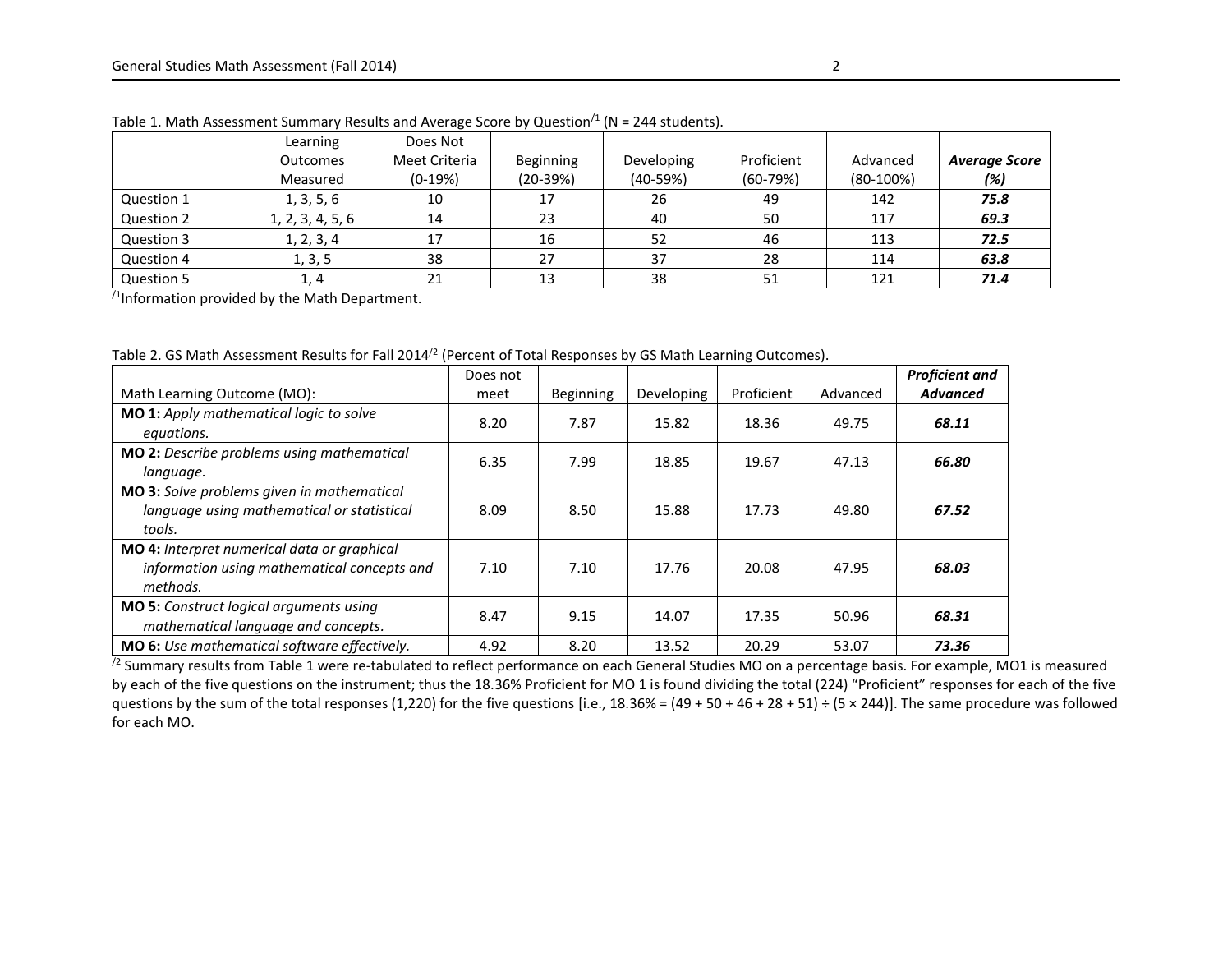Table 1. Math Assessment Summary Results and Average Score by Question[1] (N = 244 students).

| | Learning Outcomes Measured | Does Not Meet Criteria (0-19%) | Beginning (20-39%) | Developing (40-59%) | Proficient (60-79%) | Advanced (80-100%) | ***Average Score (%)*** |
|---|---|---|---|---|---|---|---|
| Question 1 | 1, 3, 5, 6 | 10 | 17 | 26 | 49 | 142 | ***75.8*** |
| Question 2 | 1, 2, 3, 4, 5, 6 | 14 | 23 | 40 | 50 | 117 | ***69.3*** |
| Question 3 | 1, 2, 3, 4 | 17 | 16 | 52 | 46 | 113 | ***72.5*** |
| Question 4 | 1, 3, 5 | 38 | 27 | 37 | 28 | 114 | ***63.8*** |
| Question 5 | 1, 4 | 21 | 13 | 38 | 51 | 121 | ***71.4*** |

[1]Information provided by the Math Department.

Table 2. GS Math Assessment Results for Fall 2014[2] (Percent of Total Responses by GS Math Learning Outcomes).

| Math Learning Outcome (MO): | Does not meet | Beginning | Developing | Proficient | Advanced | ***Proficient and Advanced*** |
|---|---|---|---|---|---|---|
| **MO 1:** *Apply mathematical logic to solve equations.* | 8.20 | 7.87 | 15.82 | 18.36 | 49.75 | ***68.11*** |
| **MO 2:** *Describe problems using mathematical language.* | 6.35 | 7.99 | 18.85 | 19.67 | 47.13 | ***66.80*** |
| **MO 3:** *Solve problems given in mathematical language using mathematical or statistical tools.* | 8.09 | 8.50 | 15.88 | 17.73 | 49.80 | ***67.52*** |
| **MO 4:** *Interpret numerical data or graphical information using mathematical concepts and methods.* | 7.10 | 7.10 | 17.76 | 20.08 | 47.95 | ***68.03*** |
| **MO 5:** *Construct logical arguments using mathematical language and concepts.* | 8.47 | 9.15 | 14.07 | 17.35 | 50.96 | ***68.31*** |
| **MO 6:** *Use mathematical software effectively.* | 4.92 | 8.20 | 13.52 | 20.29 | 53.07 | ***73.36*** |

[2] Summary results from Table 1 were re-tabulated to reflect performance on each General Studies MO on a percentage basis. For example, MO1 is measured by each of the five questions on the instrument; thus the 18.36% Proficient for MO 1 is found dividing the total (224) "Proficient" responses for each of the five questions by the sum of the total responses (1,220) for the five questions [i.e., 18.36% = (49 + 50 + 46 + 28 + 51) ÷ (5 × 244)]. The same procedure was followed for each MO.